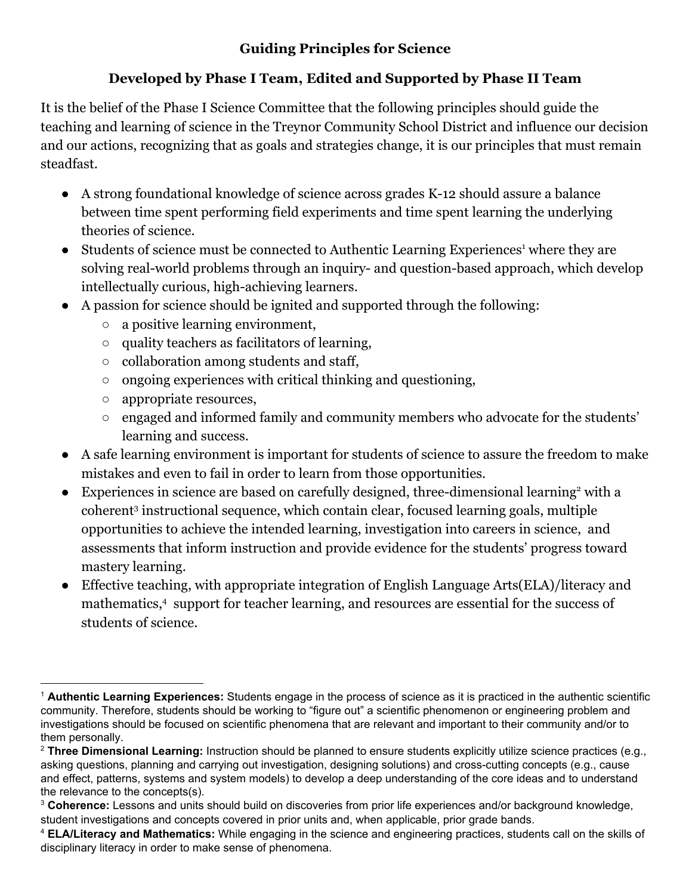# Guiding Principles for Science

## Developed by Phase I Team, Edited and Supported by Phase II Team

It is the belief of the Phase I Science Committee that the following principles should guide the teaching and learning of science in the Treynor Community School District and influence our decision and our actions, recognizing that as goals and strategies change, it is our principles that must remain steadfast.

- A strong foundational knowledge of science across grades K-12 should assure a balance between time spent performing field experiments and time spent learning the underlying theories of science.
- Students of science must be connected to Authentic Learning Experiences[1] where they are solving real-world problems through an inquiry- and question-based approach, which develop intellectually curious, high-achieving learners.
- A passion for science should be ignited and supported through the following:
    - a positive learning environment,
    - quality teachers as facilitators of learning,
    - collaboration among students and staff,
    - ongoing experiences with critical thinking and questioning,
    - appropriate resources,
    - engaged and informed family and community members who advocate for the students' learning and success.
- A safe learning environment is important for students of science to assure the freedom to make mistakes and even to fail in order to learn from those opportunities.
- Experiences in science are based on carefully designed, three-dimensional learning[2] with a coherent[3] instructional sequence, which contain clear, focused learning goals, multiple opportunities to achieve the intended learning, investigation into careers in science, and assessments that inform instruction and provide evidence for the students' progress toward mastery learning.
- Effective teaching, with appropriate integration of English Language Arts(ELA)/literacy and mathematics,[4] support for teacher learning, and resources are essential for the success of students of science.

---

[1] **Authentic Learning Experiences:** Students engage in the process of science as it is practiced in the authentic scientific community. Therefore, students should be working to "figure out" a scientific phenomenon or engineering problem and investigations should be focused on scientific phenomena that are relevant and important to their community and/or to them personally.

[2] **Three Dimensional Learning:** Instruction should be planned to ensure students explicitly utilize science practices (e.g., asking questions, planning and carrying out investigation, designing solutions) and cross-cutting concepts (e.g., cause and effect, patterns, systems and system models) to develop a deep understanding of the core ideas and to understand the relevance to the concepts(s).

[3] **Coherence:** Lessons and units should build on discoveries from prior life experiences and/or background knowledge, student investigations and concepts covered in prior units and, when applicable, prior grade bands.

[4] **ELA/Literacy and Mathematics:** While engaging in the science and engineering practices, students call on the skills of disciplinary literacy in order to make sense of phenomena.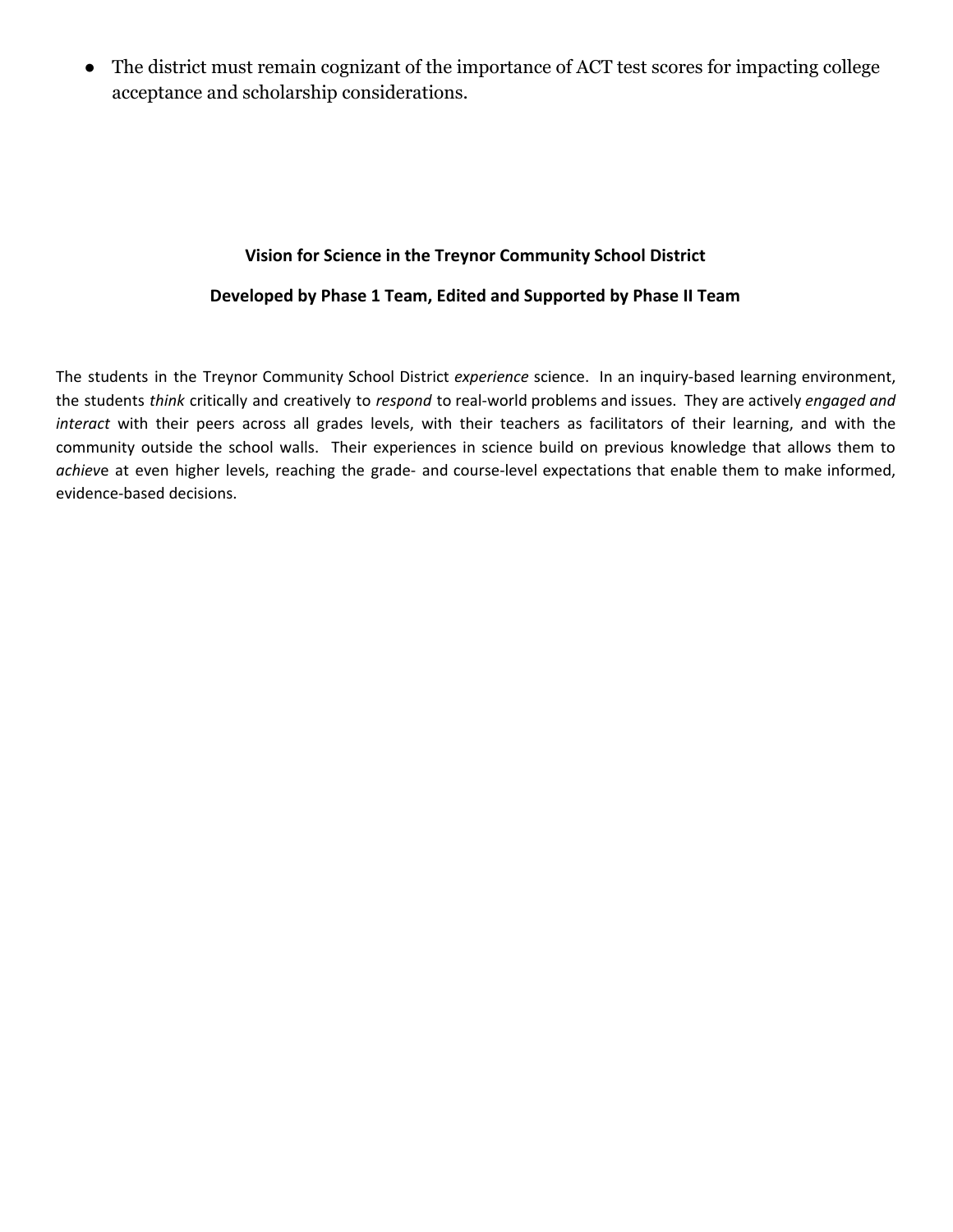- The district must remain cognizant of the importance of ACT test scores for impacting college acceptance and scholarship considerations.

## Vision for Science in the Treynor Community School District

### Developed by Phase 1 Team, Edited and Supported by Phase II Team

The students in the Treynor Community School District *experience* science. In an inquiry-based learning environment, the students *think* critically and creatively to *respond* to real-world problems and issues. They are actively *engaged and interact* with their peers across all grades levels, with their teachers as facilitators of their learning, and with the community outside the school walls. Their experiences in science build on previous knowledge that allows them to *achiev*e at even higher levels, reaching the grade- and course-level expectations that enable them to make informed, evidence-based decisions.